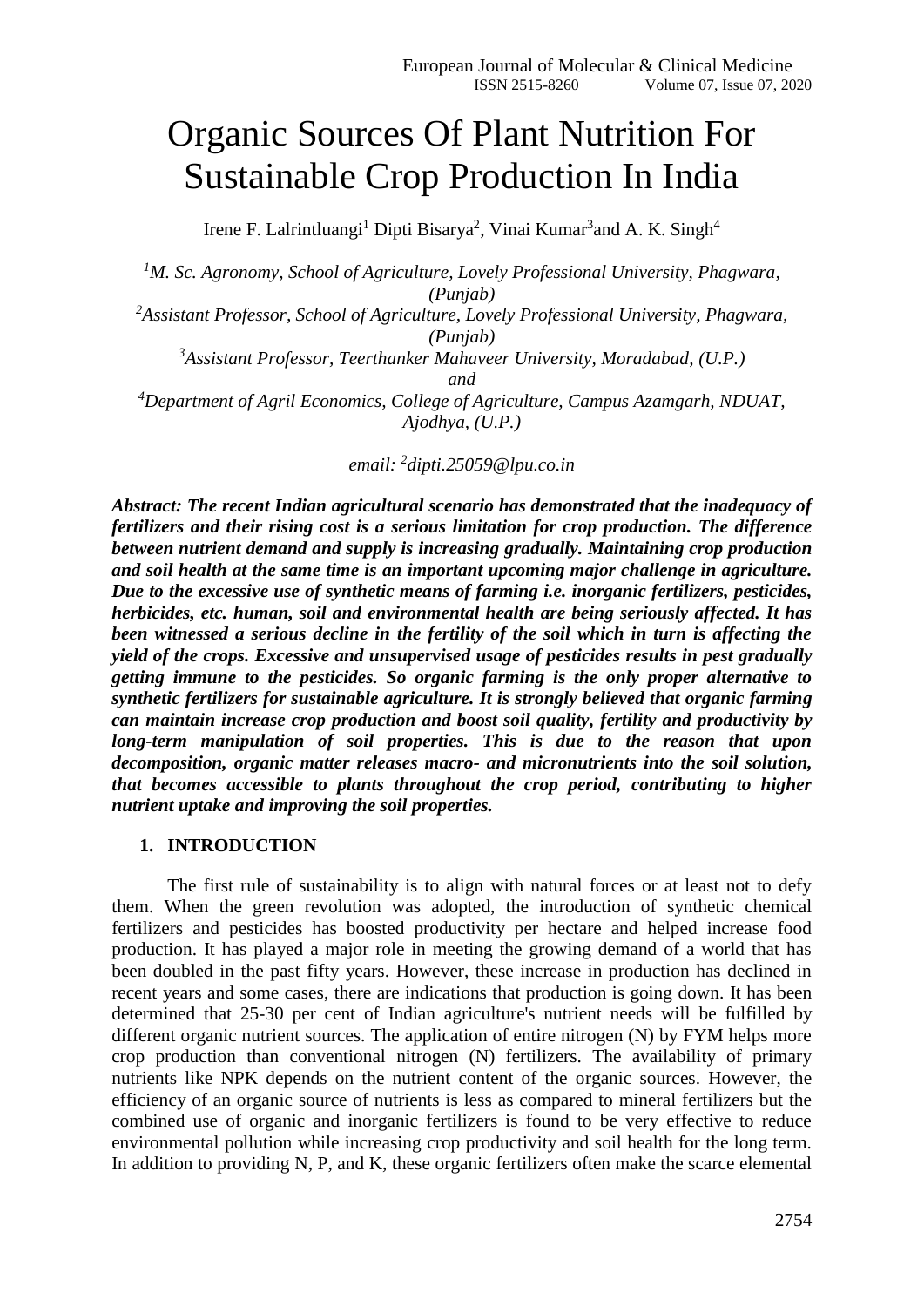# Organic Sources Of Plant Nutrition For Sustainable Crop Production In India

Irene F. Lalrintluangi[1] Dipti Bisarya[2], Vinai Kumar[3]and A. K. Singh[4]

[1]*M. Sc. Agronomy, School of Agriculture, Lovely Professional University, Phagwara, (Punjab)*
[2]*Assistant Professor, School of Agriculture, Lovely Professional University, Phagwara, (Punjab)*
[3]*Assistant Professor, Teerthanker Mahaveer University, Moradabad, (U.P.)*
*and*
[4]*Department of Agril Economics, College of Agriculture, Campus Azamgarh, NDUAT, Ajodhya, (U.P.)*

*email: [2]dipti.25059@lpu.co.in*

***Abstract: The recent Indian agricultural scenario has demonstrated that the inadequacy of fertilizers and their rising cost is a serious limitation for crop production. The difference between nutrient demand and supply is increasing gradually. Maintaining crop production and soil health at the same time is an important upcoming major challenge in agriculture. Due to the excessive use of synthetic means of farming i.e. inorganic fertilizers, pesticides, herbicides, etc. human, soil and environmental health are being seriously affected. It has been witnessed a serious decline in the fertility of the soil which in turn is affecting the yield of the crops. Excessive and unsupervised usage of pesticides results in pest gradually getting immune to the pesticides. So organic farming is the only proper alternative to synthetic fertilizers for sustainable agriculture. It is strongly believed that organic farming can maintain increase crop production and boost soil quality, fertility and productivity by long-term manipulation of soil properties. This is due to the reason that upon decomposition, organic matter releases macro- and micronutrients into the soil solution, that becomes accessible to plants throughout the crop period, contributing to higher nutrient uptake and improving the soil properties.***

## 1. INTRODUCTION

The first rule of sustainability is to align with natural forces or at least not to defy them. When the green revolution was adopted, the introduction of synthetic chemical fertilizers and pesticides has boosted productivity per hectare and helped increase food production. It has played a major role in meeting the growing demand of a world that has been doubled in the past fifty years. However, these increase in production has declined in recent years and some cases, there are indications that production is going down. It has been determined that 25-30 per cent of Indian agriculture's nutrient needs will be fulfilled by different organic nutrient sources. The application of entire nitrogen (N) by FYM helps more crop production than conventional nitrogen (N) fertilizers. The availability of primary nutrients like NPK depends on the nutrient content of the organic sources. However, the efficiency of an organic source of nutrients is less as compared to mineral fertilizers but the combined use of organic and inorganic fertilizers is found to be very effective to reduce environmental pollution while increasing crop productivity and soil health for the long term. In addition to providing N, P, and K, these organic fertilizers often make the scarce elemental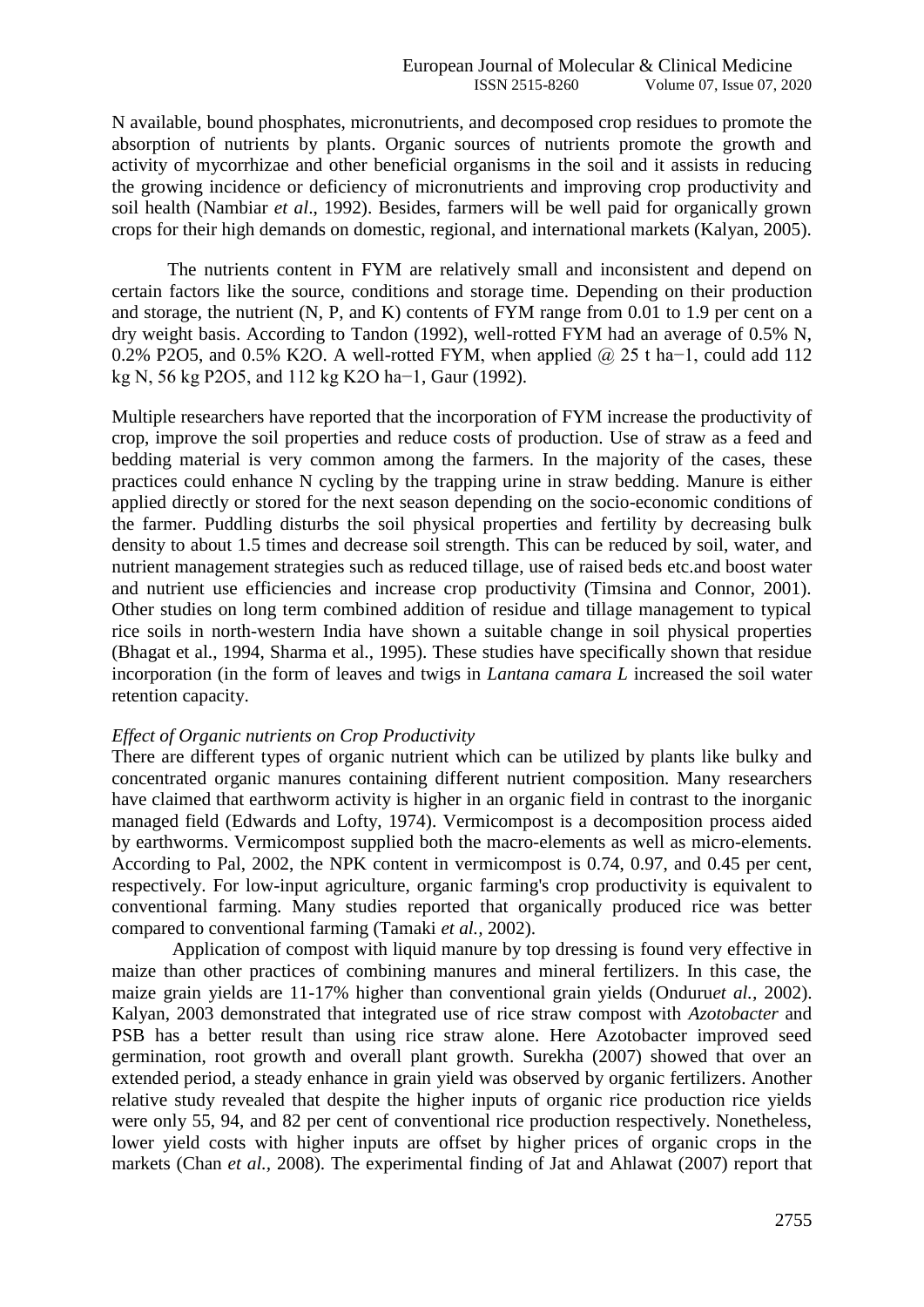N available, bound phosphates, micronutrients, and decomposed crop residues to promote the absorption of nutrients by plants. Organic sources of nutrients promote the growth and activity of mycorrhizae and other beneficial organisms in the soil and it assists in reducing the growing incidence or deficiency of micronutrients and improving crop productivity and soil health (Nambiar *et al*., 1992). Besides, farmers will be well paid for organically grown crops for their high demands on domestic, regional, and international markets (Kalyan, 2005).

The nutrients content in FYM are relatively small and inconsistent and depend on certain factors like the source, conditions and storage time. Depending on their production and storage, the nutrient (N, P, and K) contents of FYM range from 0.01 to 1.9 per cent on a dry weight basis. According to Tandon (1992), well-rotted FYM had an average of 0.5% N, 0.2% $P_2O_5$, and 0.5% $K_2O$. A well-rotted FYM, when applied @ 25 t $ha^{-1}$, could add 112 kg N, 56 kg $P_2O_5$, and 112 kg $K_2O$ $ha^{-1}$, Gaur (1992).

Multiple researchers have reported that the incorporation of FYM increase the productivity of crop, improve the soil properties and reduce costs of production. Use of straw as a feed and bedding material is very common among the farmers. In the majority of the cases, these practices could enhance N cycling by the trapping urine in straw bedding. Manure is either applied directly or stored for the next season depending on the socio-economic conditions of the farmer. Puddling disturbs the soil physical properties and fertility by decreasing bulk density to about 1.5 times and decrease soil strength. This can be reduced by soil, water, and nutrient management strategies such as reduced tillage, use of raised beds etc.and boost water and nutrient use efficiencies and increase crop productivity (Timsina and Connor, 2001). Other studies on long term combined addition of residue and tillage management to typical rice soils in north-western India have shown a suitable change in soil physical properties (Bhagat et al., 1994, Sharma et al., 1995). These studies have specifically shown that residue incorporation (in the form of leaves and twigs in *Lantana camara L* increased the soil water retention capacity.

*Effect of Organic nutrients on Crop Productivity*

There are different types of organic nutrient which can be utilized by plants like bulky and concentrated organic manures containing different nutrient composition. Many researchers have claimed that earthworm activity is higher in an organic field in contrast to the inorganic managed field (Edwards and Lofty, 1974). Vermicompost is a decomposition process aided by earthworms. Vermicompost supplied both the macro-elements as well as micro-elements. According to Pal, 2002, the NPK content in vermicompost is 0.74, 0.97, and 0.45 per cent, respectively. For low-input agriculture, organic farming's crop productivity is equivalent to conventional farming. Many studies reported that organically produced rice was better compared to conventional farming (Tamaki *et al.,* 2002).

Application of compost with liquid manure by top dressing is found very effective in maize than other practices of combining manures and mineral fertilizers. In this case, the maize grain yields are 11-17% higher than conventional grain yields (Onduru*et al.,* 2002). Kalyan, 2003 demonstrated that integrated use of rice straw compost with *Azotobacter* and PSB has a better result than using rice straw alone. Here Azotobacter improved seed germination, root growth and overall plant growth. Surekha (2007) showed that over an extended period, a steady enhance in grain yield was observed by organic fertilizers. Another relative study revealed that despite the higher inputs of organic rice production rice yields were only 55, 94, and 82 per cent of conventional rice production respectively. Nonetheless, lower yield costs with higher inputs are offset by higher prices of organic crops in the markets (Chan *et al.,* 2008). The experimental finding of Jat and Ahlawat (2007) report that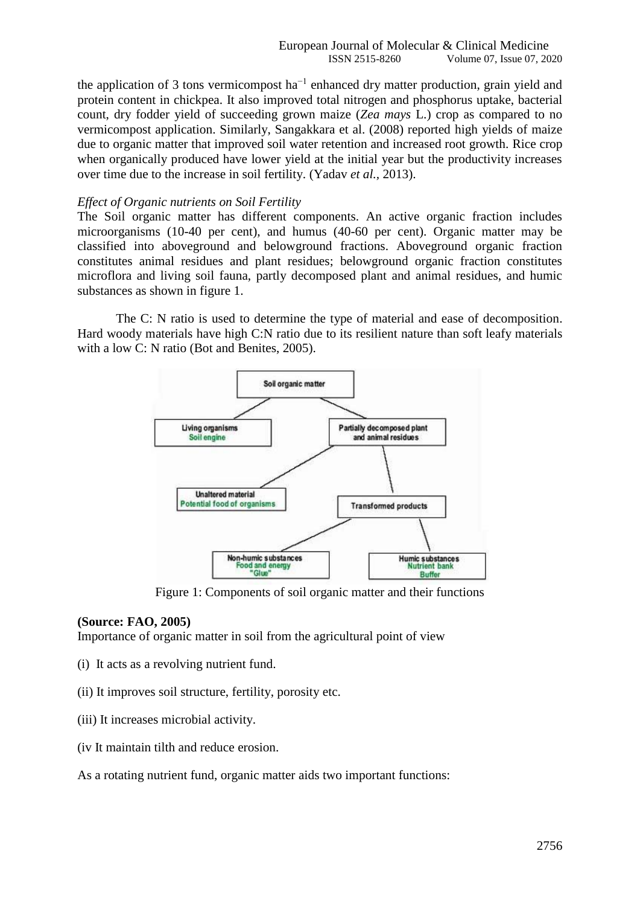the application of 3 tons vermicompost ha$^{-1}$ enhanced dry matter production, grain yield and protein content in chickpea. It also improved total nitrogen and phosphorus uptake, bacterial count, dry fodder yield of succeeding grown maize (*Zea mays* L.) crop as compared to no vermicompost application. Similarly, Sangakkara et al. (2008) reported high yields of maize due to organic matter that improved soil water retention and increased root growth. Rice crop when organically produced have lower yield at the initial year but the productivity increases over time due to the increase in soil fertility. (Yadav *et al.*, 2013).

*Effect of Organic nutrients on Soil Fertility*

The Soil organic matter has different components. An active organic fraction includes microorganisms (10-40 per cent), and humus (40-60 per cent). Organic matter may be classified into aboveground and belowground fractions. Aboveground organic fraction constitutes animal residues and plant residues; belowground organic fraction constitutes microflora and living soil fauna, partly decomposed plant and animal residues, and humic substances as shown in figure 1.

The C: N ratio is used to determine the type of material and ease of decomposition. Hard woody materials have high C:N ratio due to its resilient nature than soft leafy materials with a low C: N ratio (Bot and Benites, 2005).

Figure 1: Components of soil organic matter and their functions

**(Source: FAO, 2005)**

Importance of organic matter in soil from the agricultural point of view

(i) It acts as a revolving nutrient fund.

(ii) It improves soil structure, fertility, porosity etc.

(iii) It increases microbial activity.

(iv It maintain tilth and reduce erosion.

As a rotating nutrient fund, organic matter aids two important functions: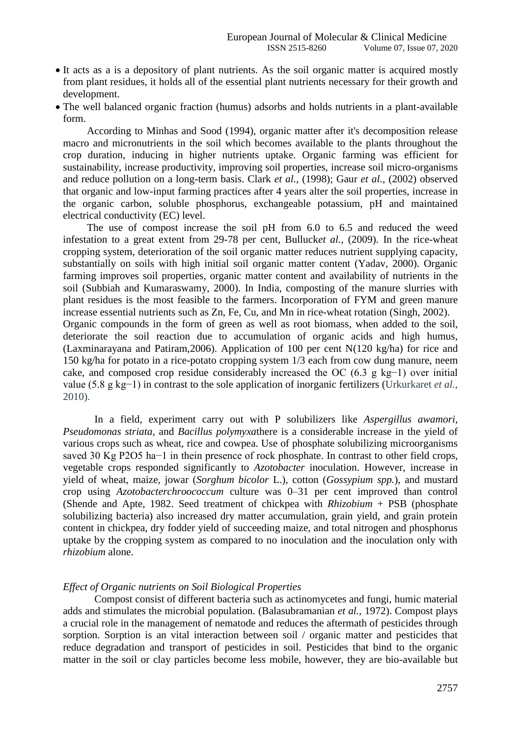- It acts as a is a depository of plant nutrients. As the soil organic matter is acquired mostly from plant residues, it holds all of the essential plant nutrients necessary for their growth and development.
- The well balanced organic fraction (humus) adsorbs and holds nutrients in a plant-available form.

According to Minhas and Sood (1994), organic matter after it's decomposition release macro and micronutrients in the soil which becomes available to the plants throughout the crop duration, inducing in higher nutrients uptake. Organic farming was efficient for sustainability, increase productivity, improving soil properties, increase soil micro-organisms and reduce pollution on a long-term basis. Clark *et al.,* (1998); Gaur *et al.,* (2002) observed that organic and low-input farming practices after 4 years alter the soil properties, increase in the organic carbon, soluble phosphorus, exchangeable potassium, pH and maintained electrical conductivity (EC) level.

The use of compost increase the soil pH from 6.0 to 6.5 and reduced the weed infestation to a great extent from 29-78 per cent, Bulluck*et al.,* (2009). In the rice-wheat cropping system, deterioration of the soil organic matter reduces nutrient supplying capacity, substantially on soils with high initial soil organic matter content (Yadav, 2000). Organic farming improves soil properties, organic matter content and availability of nutrients in the soil (Subbiah and Kumaraswamy, 2000). In India, composting of the manure slurries with plant residues is the most feasible to the farmers. Incorporation of FYM and green manure increase essential nutrients such as Zn, Fe, Cu, and Mn in rice-wheat rotation (Singh, 2002). Organic compounds in the form of green as well as root biomass, when added to the soil, deteriorate the soil reaction due to accumulation of organic acids and high humus, (Laxminarayana and Patiram,2006). Application of 100 per cent N(120 kg/ha) for rice and 150 kg/ha for potato in a rice-potato cropping system 1/3 each from cow dung manure, neem cake, and composed crop residue considerably increased the OC (6.3 g $kg^{-1}$) over initial value (5.8 g $kg^{-1}$) in contrast to the sole application of inorganic fertilizers (Urkurkaret *et al.,* 2010).

In a field, experiment carry out with P solubilizers like *Aspergillus awamori*, *Pseudomonas striata*, and *Bacillus polymyxa*there is a considerable increase in the yield of various crops such as wheat, rice and cowpea. Use of phosphate solubilizing microorganisms saved 30 Kg $P_2O_5$ $ha^{-1}$ in thein presence of rock phosphate. In contrast to other field crops, vegetable crops responded significantly to *Azotobacter* inoculation. However, increase in yield of wheat, maize, jowar (*Sorghum bicolor* L.), cotton (*Gossypium spp.*), and mustard crop using *Azotobacterchroococcum* culture was 0–31 per cent improved than control (Shende and Apte, 1982. Seed treatment of chickpea with *Rhizobium* + PSB (phosphate solubilizing bacteria) also increased dry matter accumulation, grain yield, and grain protein content in chickpea, dry fodder yield of succeeding maize, and total nitrogen and phosphorus uptake by the cropping system as compared to no inoculation and the inoculation only with *rhizobium* alone.

*Effect of Organic nutrients on Soil Biological Properties*

Compost consist of different bacteria such as actinomycetes and fungi, humic material adds and stimulates the microbial population. (Balasubramanian *et al.,* 1972). Compost plays a crucial role in the management of nematode and reduces the aftermath of pesticides through sorption. Sorption is an vital interaction between soil / organic matter and pesticides that reduce degradation and transport of pesticides in soil. Pesticides that bind to the organic matter in the soil or clay particles become less mobile, however, they are bio-available but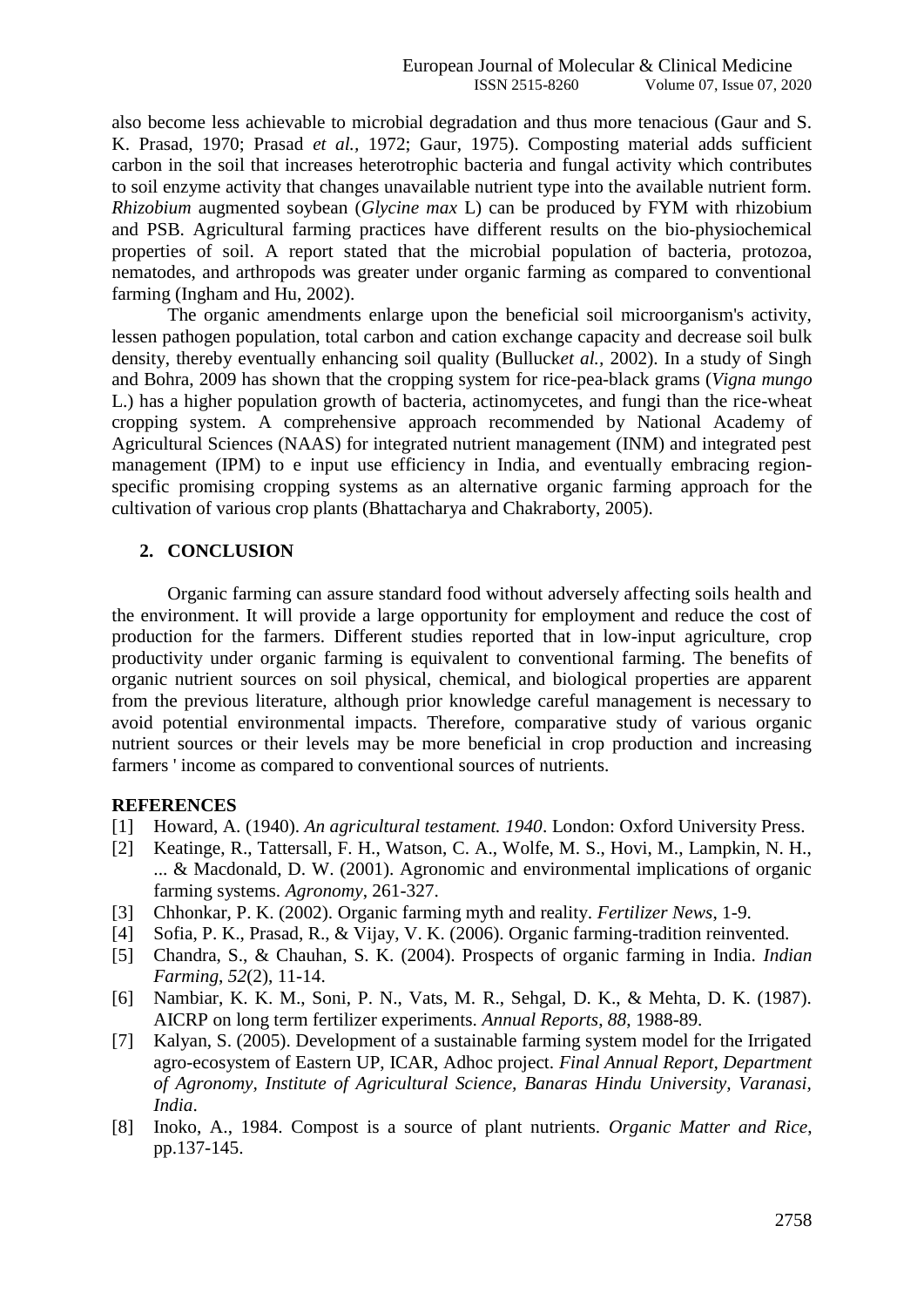also become less achievable to microbial degradation and thus more tenacious (Gaur and S. K. Prasad, 1970; Prasad *et al.*, 1972; Gaur, 1975). Composting material adds sufficient carbon in the soil that increases heterotrophic bacteria and fungal activity which contributes to soil enzyme activity that changes unavailable nutrient type into the available nutrient form. *Rhizobium* augmented soybean (*Glycine max* L) can be produced by FYM with rhizobium and PSB. Agricultural farming practices have different results on the bio-physiochemical properties of soil. A report stated that the microbial population of bacteria, protozoa, nematodes, and arthropods was greater under organic farming as compared to conventional farming (Ingham and Hu, 2002).

The organic amendments enlarge upon the beneficial soil microorganism's activity, lessen pathogen population, total carbon and cation exchange capacity and decrease soil bulk density, thereby eventually enhancing soil quality (Bulluck*et al.*, 2002). In a study of Singh and Bohra, 2009 has shown that the cropping system for rice-pea-black grams (*Vigna mungo* L.) has a higher population growth of bacteria, actinomycetes, and fungi than the rice-wheat cropping system. A comprehensive approach recommended by National Academy of Agricultural Sciences (NAAS) for integrated nutrient management (INM) and integrated pest management (IPM) to e input use efficiency in India, and eventually embracing region-specific promising cropping systems as an alternative organic farming approach for the cultivation of various crop plants (Bhattacharya and Chakraborty, 2005).

## 2. CONCLUSION

Organic farming can assure standard food without adversely affecting soils health and the environment. It will provide a large opportunity for employment and reduce the cost of production for the farmers. Different studies reported that in low-input agriculture, crop productivity under organic farming is equivalent to conventional farming. The benefits of organic nutrient sources on soil physical, chemical, and biological properties are apparent from the previous literature, although prior knowledge careful management is necessary to avoid potential environmental impacts. Therefore, comparative study of various organic nutrient sources or their levels may be more beneficial in crop production and increasing farmers ' income as compared to conventional sources of nutrients.

## REFERENCES

[1] Howard, A. (1940). *An agricultural testament. 1940*. London: Oxford University Press.

[2] Keatinge, R., Tattersall, F. H., Watson, C. A., Wolfe, M. S., Hovi, M., Lampkin, N. H., ... & Macdonald, D. W. (2001). Agronomic and environmental implications of organic farming systems. *Agronomy*, 261-327.

[3] Chhonkar, P. K. (2002). Organic farming myth and reality. *Fertilizer News*, 1-9.

[4] Sofia, P. K., Prasad, R., & Vijay, V. K. (2006). Organic farming-tradition reinvented.

[5] Chandra, S., & Chauhan, S. K. (2004). Prospects of organic farming in India. *Indian Farming*, *52*(2), 11-14.

[6] Nambiar, K. K. M., Soni, P. N., Vats, M. R., Sehgal, D. K., & Mehta, D. K. (1987). AICRP on long term fertilizer experiments. *Annual Reports*, *88*, 1988-89.

[7] Kalyan, S. (2005). Development of a sustainable farming system model for the Irrigated agro-ecosystem of Eastern UP, ICAR, Adhoc project. *Final Annual Report, Department of Agronomy, Institute of Agricultural Science, Banaras Hindu University, Varanasi, India*.

[8] Inoko, A., 1984. Compost is a source of plant nutrients. *Organic Matter and Rice*, pp.137-145.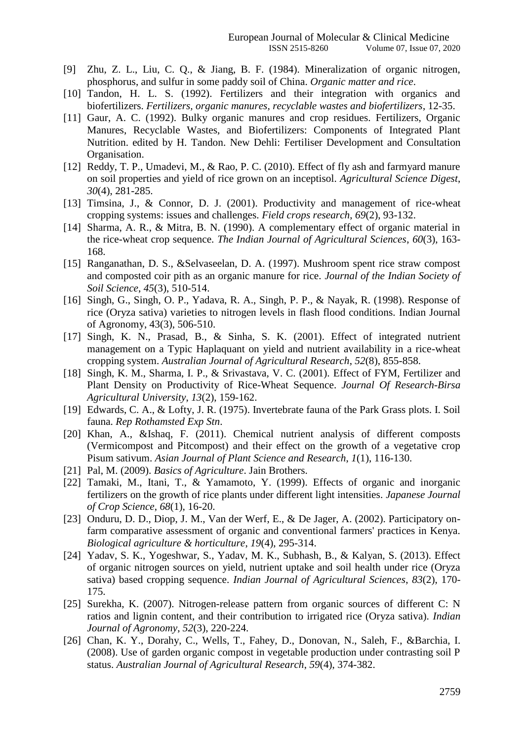[9] Zhu, Z. L., Liu, C. Q., & Jiang, B. F. (1984). Mineralization of organic nitrogen, phosphorus, and sulfur in some paddy soil of China. *Organic matter and rice*.

[10] Tandon, H. L. S. (1992). Fertilizers and their integration with organics and biofertilizers. *Fertilizers, organic manures, recyclable wastes and biofertilizers*, 12-35.

[11] Gaur, A. C. (1992). Bulky organic manures and crop residues. Fertilizers, Organic Manures, Recyclable Wastes, and Biofertilizers: Components of Integrated Plant Nutrition. edited by H. Tandon. New Dehli: Fertiliser Development and Consultation Organisation.

[12] Reddy, T. P., Umadevi, M., & Rao, P. C. (2010). Effect of fly ash and farmyard manure on soil properties and yield of rice grown on an inceptisol. *Agricultural Science Digest*, *30*(4), 281-285.

[13] Timsina, J., & Connor, D. J. (2001). Productivity and management of rice-wheat cropping systems: issues and challenges. *Field crops research*, *69*(2), 93-132.

[14] Sharma, A. R., & Mitra, B. N. (1990). A complementary effect of organic material in the rice-wheat crop sequence. *The Indian Journal of Agricultural Sciences*, *60*(3), 163-168.

[15] Ranganathan, D. S., &Selvaseelan, D. A. (1997). Mushroom spent rice straw compost and composted coir pith as an organic manure for rice. *Journal of the Indian Society of Soil Science*, *45*(3), 510-514.

[16] Singh, G., Singh, O. P., Yadava, R. A., Singh, P. P., & Nayak, R. (1998). Response of rice (Oryza sativa) varieties to nitrogen levels in flash flood conditions. Indian Journal of Agronomy, 43(3), 506-510.

[17] Singh, K. N., Prasad, B., & Sinha, S. K. (2001). Effect of integrated nutrient management on a Typic Haplaquant on yield and nutrient availability in a rice-wheat cropping system. *Australian Journal of Agricultural Research*, *52*(8), 855-858.

[18] Singh, K. M., Sharma, I. P., & Srivastava, V. C. (2001). Effect of FYM, Fertilizer and Plant Density on Productivity of Rice-Wheat Sequence. *Journal Of Research-Birsa Agricultural University*, *13*(2), 159-162.

[19] Edwards, C. A., & Lofty, J. R. (1975). Invertebrate fauna of the Park Grass plots. I. Soil fauna. *Rep Rothamsted Exp Stn*.

[20] Khan, A., &Ishaq, F. (2011). Chemical nutrient analysis of different composts (Vermicompost and Pitcompost) and their effect on the growth of a vegetative crop Pisum sativum. *Asian Journal of Plant Science and Research*, *1*(1), 116-130.

[21] Pal, M. (2009). *Basics of Agriculture*. Jain Brothers.

[22] Tamaki, M., Itani, T., & Yamamoto, Y. (1999). Effects of organic and inorganic fertilizers on the growth of rice plants under different light intensities. *Japanese Journal of Crop Science*, *68*(1), 16-20.

[23] Onduru, D. D., Diop, J. M., Van der Werf, E., & De Jager, A. (2002). Participatory on-farm comparative assessment of organic and conventional farmers' practices in Kenya. *Biological agriculture & horticulture*, *19*(4), 295-314.

[24] Yadav, S. K., Yogeshwar, S., Yadav, M. K., Subhash, B., & Kalyan, S. (2013). Effect of organic nitrogen sources on yield, nutrient uptake and soil health under rice (Oryza sativa) based cropping sequence. *Indian Journal of Agricultural Sciences*, *83*(2), 170-175.

[25] Surekha, K. (2007). Nitrogen-release pattern from organic sources of different C: N ratios and lignin content, and their contribution to irrigated rice (Oryza sativa). *Indian Journal of Agronomy*, *52*(3), 220-224.

[26] Chan, K. Y., Dorahy, C., Wells, T., Fahey, D., Donovan, N., Saleh, F., &Barchia, I. (2008). Use of garden organic compost in vegetable production under contrasting soil P status. *Australian Journal of Agricultural Research*, *59*(4), 374-382.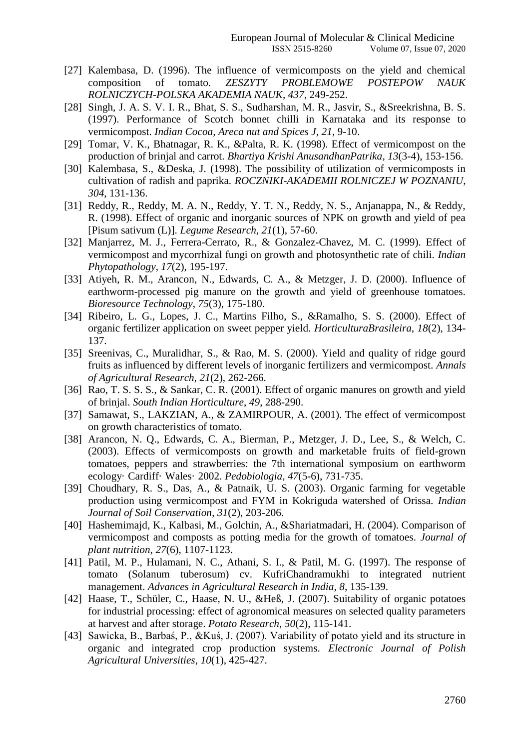[27] Kalembasa, D. (1996). The influence of vermicomposts on the yield and chemical composition of tomato. *ZESZYTY PROBLEMOWE POSTEPOW NAUK ROLNICZYCH-POLSKA AKADEMIA NAUK*, *437*, 249-252.

[28] Singh, J. A. S. V. I. R., Bhat, S. S., Sudharshan, M. R., Jasvir, S., &Sreekrishna, B. S. (1997). Performance of Scotch bonnet chilli in Karnataka and its response to vermicompost. *Indian Cocoa, Areca nut and Spices J*, *21*, 9-10.

[29] Tomar, V. K., Bhatnagar, R. K., &Palta, R. K. (1998). Effect of vermicompost on the production of brinjal and carrot. *Bhartiya Krishi AnusandhanPatrika*, *13*(3-4), 153-156.

[30] Kalembasa, S., &Deska, J. (1998). The possibility of utilization of vermicomposts in cultivation of radish and paprika. *ROCZNIKI-AKADEMII ROLNICZEJ W POZNANIU*, *304*, 131-136.

[31] Reddy, R., Reddy, M. A. N., Reddy, Y. T. N., Reddy, N. S., Anjanappa, N., & Reddy, R. (1998). Effect of organic and inorganic sources of NPK on growth and yield of pea [Pisum sativum (L)]. *Legume Research*, *21*(1), 57-60.

[32] Manjarrez, M. J., Ferrera-Cerrato, R., & Gonzalez-Chavez, M. C. (1999). Effect of vermicompost and mycorrhizal fungi on growth and photosynthetic rate of chili. *Indian Phytopathology*, *17*(2), 195-197.

[33] Atiyeh, R. M., Arancon, N., Edwards, C. A., & Metzger, J. D. (2000). Influence of earthworm-processed pig manure on the growth and yield of greenhouse tomatoes. *Bioresource Technology*, *75*(3), 175-180.

[34] Ribeiro, L. G., Lopes, J. C., Martins Filho, S., &Ramalho, S. S. (2000). Effect of organic fertilizer application on sweet pepper yield. *HorticulturaBrasileira*, *18*(2), 134-137.

[35] Sreenivas, C., Muralidhar, S., & Rao, M. S. (2000). Yield and quality of ridge gourd fruits as influenced by different levels of inorganic fertilizers and vermicompost. *Annals of Agricultural Research*, *21*(2), 262-266.

[36] Rao, T. S. S. S., & Sankar, C. R. (2001). Effect of organic manures on growth and yield of brinjal. *South Indian Horticulture*, *49*, 288-290.

[37] Samawat, S., LAKZIAN, A., & ZAMIRPOUR, A. (2001). The effect of vermicompost on growth characteristics of tomato.

[38] Arancon, N. Q., Edwards, C. A., Bierman, P., Metzger, J. D., Lee, S., & Welch, C. (2003). Effects of vermicomposts on growth and marketable fruits of field-grown tomatoes, peppers and strawberries: the 7th international symposium on earthworm ecology· Cardiff· Wales· 2002. *Pedobiologia*, *47*(5-6), 731-735.

[39] Choudhary, R. S., Das, A., & Patnaik, U. S. (2003). Organic farming for vegetable production using vermicompost and FYM in Kokriguda watershed of Orissa. *Indian Journal of Soil Conservation*, *31*(2), 203-206.

[40] Hashemimajd, K., Kalbasi, M., Golchin, A., &Shariatmadari, H. (2004). Comparison of vermicompost and composts as potting media for the growth of tomatoes. *Journal of plant nutrition*, *27*(6), 1107-1123.

[41] Patil, M. P., Hulamani, N. C., Athani, S. I., & Patil, M. G. (1997). The response of tomato (Solanum tuberosum) cv. KufriChandramukhi to integrated nutrient management. *Advances in Agricultural Research in India*, *8*, 135-139.

[42] Haase, T., Schüler, C., Haase, N. U., &Heß, J. (2007). Suitability of organic potatoes for industrial processing: effect of agronomical measures on selected quality parameters at harvest and after storage. *Potato Research*, *50*(2), 115-141.

[43] Sawicka, B., Barbaś, P., &Kuś, J. (2007). Variability of potato yield and its structure in organic and integrated crop production systems. *Electronic Journal of Polish Agricultural Universities*, *10*(1), 425-427.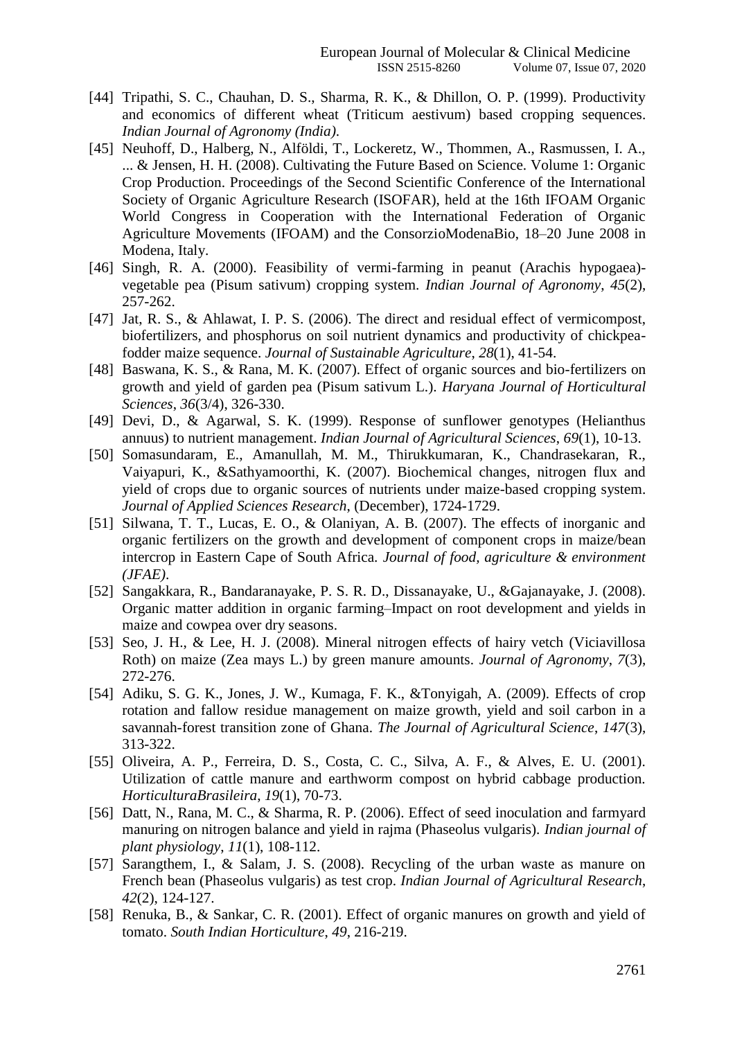[44] Tripathi, S. C., Chauhan, D. S., Sharma, R. K., & Dhillon, O. P. (1999). Productivity and economics of different wheat (Triticum aestivum) based cropping sequences. *Indian Journal of Agronomy (India)*.

[45] Neuhoff, D., Halberg, N., Alföldi, T., Lockeretz, W., Thommen, A., Rasmussen, I. A., ... & Jensen, H. H. (2008). Cultivating the Future Based on Science. Volume 1: Organic Crop Production. Proceedings of the Second Scientific Conference of the International Society of Organic Agriculture Research (ISOFAR), held at the 16th IFOAM Organic World Congress in Cooperation with the International Federation of Organic Agriculture Movements (IFOAM) and the ConsorzioModenaBio, 18–20 June 2008 in Modena, Italy.

[46] Singh, R. A. (2000). Feasibility of vermi-farming in peanut (Arachis hypogaea)-vegetable pea (Pisum sativum) cropping system. *Indian Journal of Agronomy*, *45*(2), 257-262.

[47] Jat, R. S., & Ahlawat, I. P. S. (2006). The direct and residual effect of vermicompost, biofertilizers, and phosphorus on soil nutrient dynamics and productivity of chickpea-fodder maize sequence. *Journal of Sustainable Agriculture*, *28*(1), 41-54.

[48] Baswana, K. S., & Rana, M. K. (2007). Effect of organic sources and bio-fertilizers on growth and yield of garden pea (Pisum sativum L.). *Haryana Journal of Horticultural Sciences*, *36*(3/4), 326-330.

[49] Devi, D., & Agarwal, S. K. (1999). Response of sunflower genotypes (Helianthus annuus) to nutrient management. *Indian Journal of Agricultural Sciences*, *69*(1), 10-13.

[50] Somasundaram, E., Amanullah, M. M., Thirukkumaran, K., Chandrasekaran, R., Vaiyapuri, K., &Sathyamoorthi, K. (2007). Biochemical changes, nitrogen flux and yield of crops due to organic sources of nutrients under maize-based cropping system. *Journal of Applied Sciences Research*, (December), 1724-1729.

[51] Silwana, T. T., Lucas, E. O., & Olaniyan, A. B. (2007). The effects of inorganic and organic fertilizers on the growth and development of component crops in maize/bean intercrop in Eastern Cape of South Africa. *Journal of food, agriculture & environment (JFAE)*.

[52] Sangakkara, R., Bandaranayake, P. S. R. D., Dissanayake, U., &Gajanayake, J. (2008). Organic matter addition in organic farming–Impact on root development and yields in maize and cowpea over dry seasons.

[53] Seo, J. H., & Lee, H. J. (2008). Mineral nitrogen effects of hairy vetch (Viciavillosa Roth) on maize (Zea mays L.) by green manure amounts. *Journal of Agronomy*, *7*(3), 272-276.

[54] Adiku, S. G. K., Jones, J. W., Kumaga, F. K., &Tonyigah, A. (2009). Effects of crop rotation and fallow residue management on maize growth, yield and soil carbon in a savannah-forest transition zone of Ghana. *The Journal of Agricultural Science*, *147*(3), 313-322.

[55] Oliveira, A. P., Ferreira, D. S., Costa, C. C., Silva, A. F., & Alves, E. U. (2001). Utilization of cattle manure and earthworm compost on hybrid cabbage production. *HorticulturaBrasileira*, *19*(1), 70-73.

[56] Datt, N., Rana, M. C., & Sharma, R. P. (2006). Effect of seed inoculation and farmyard manuring on nitrogen balance and yield in rajma (Phaseolus vulgaris). *Indian journal of plant physiology*, *11*(1), 108-112.

[57] Sarangthem, I., & Salam, J. S. (2008). Recycling of the urban waste as manure on French bean (Phaseolus vulgaris) as test crop. *Indian Journal of Agricultural Research*, *42*(2), 124-127.

[58] Renuka, B., & Sankar, C. R. (2001). Effect of organic manures on growth and yield of tomato. *South Indian Horticulture*, *49*, 216-219.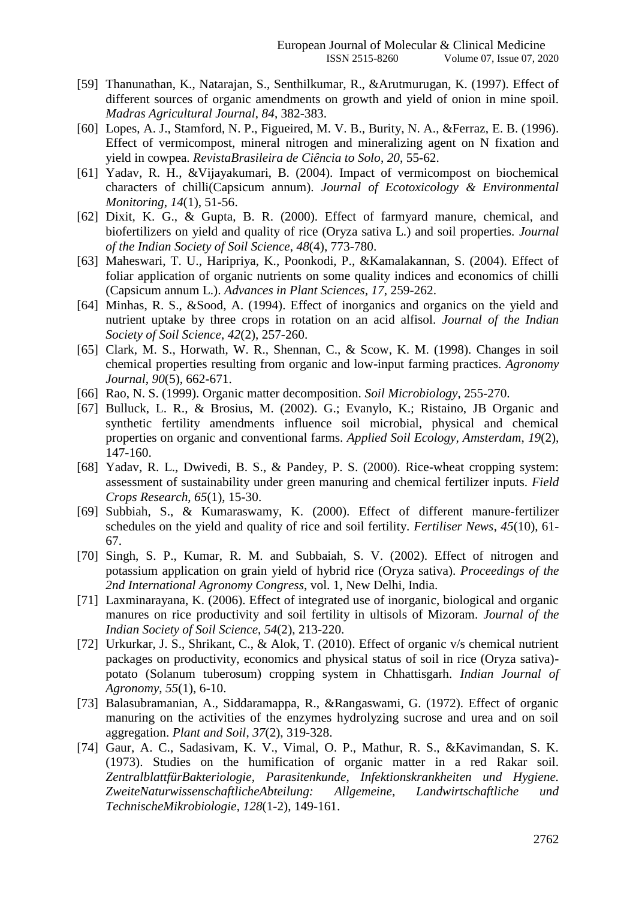[59] Thanunathan, K., Natarajan, S., Senthilkumar, R., &Arutmurugan, K. (1997). Effect of different sources of organic amendments on growth and yield of onion in mine spoil. *Madras Agricultural Journal*, *84*, 382-383.

[60] Lopes, A. J., Stamford, N. P., Figueired, M. V. B., Burity, N. A., &Ferraz, E. B. (1996). Effect of vermicompost, mineral nitrogen and mineralizing agent on N fixation and yield in cowpea. *RevistaBrasileira de Ciência to Solo*, *20*, 55-62.

[61] Yadav, R. H., &Vijayakumari, B. (2004). Impact of vermicompost on biochemical characters of chilli(Capsicum annum). *Journal of Ecotoxicology & Environmental Monitoring*, *14*(1), 51-56.

[62] Dixit, K. G., & Gupta, B. R. (2000). Effect of farmyard manure, chemical, and biofertilizers on yield and quality of rice (Oryza sativa L.) and soil properties. *Journal of the Indian Society of Soil Science*, *48*(4), 773-780.

[63] Maheswari, T. U., Haripriya, K., Poonkodi, P., &Kamalakannan, S. (2004). Effect of foliar application of organic nutrients on some quality indices and economics of chilli (Capsicum annum L.). *Advances in Plant Sciences*, *17*, 259-262.

[64] Minhas, R. S., &Sood, A. (1994). Effect of inorganics and organics on the yield and nutrient uptake by three crops in rotation on an acid alfisol. *Journal of the Indian Society of Soil Science*, *42*(2), 257-260.

[65] Clark, M. S., Horwath, W. R., Shennan, C., & Scow, K. M. (1998). Changes in soil chemical properties resulting from organic and low-input farming practices. *Agronomy Journal*, *90*(5), 662-671.

[66] Rao, N. S. (1999). Organic matter decomposition. *Soil Microbiology*, 255-270.

[67] Bulluck, L. R., & Brosius, M. (2002). G.; Evanylo, K.; Ristaino, JB Organic and synthetic fertility amendments influence soil microbial, physical and chemical properties on organic and conventional farms. *Applied Soil Ecology, Amsterdam*, *19*(2), 147-160.

[68] Yadav, R. L., Dwivedi, B. S., & Pandey, P. S. (2000). Rice-wheat cropping system: assessment of sustainability under green manuring and chemical fertilizer inputs. *Field Crops Research*, *65*(1), 15-30.

[69] Subbiah, S., & Kumaraswamy, K. (2000). Effect of different manure-fertilizer schedules on the yield and quality of rice and soil fertility. *Fertiliser News*, *45*(10), 61-67.

[70] Singh, S. P., Kumar, R. M. and Subbaiah, S. V. (2002). Effect of nitrogen and potassium application on grain yield of hybrid rice (Oryza sativa). *Proceedings of the 2nd International Agronomy Congress*, vol. 1, New Delhi, India.

[71] Laxminarayana, K. (2006). Effect of integrated use of inorganic, biological and organic manures on rice productivity and soil fertility in ultisols of Mizoram. *Journal of the Indian Society of Soil Science*, *54*(2), 213-220.

[72] Urkurkar, J. S., Shrikant, C., & Alok, T. (2010). Effect of organic v/s chemical nutrient packages on productivity, economics and physical status of soil in rice (Oryza sativa)-potato (Solanum tuberosum) cropping system in Chhattisgarh. *Indian Journal of Agronomy*, *55*(1), 6-10.

[73] Balasubramanian, A., Siddaramappa, R., &Rangaswami, G. (1972). Effect of organic manuring on the activities of the enzymes hydrolyzing sucrose and urea and on soil aggregation. *Plant and Soil*, *37*(2), 319-328.

[74] Gaur, A. C., Sadasivam, K. V., Vimal, O. P., Mathur, R. S., &Kavimandan, S. K. (1973). Studies on the humification of organic matter in a red Rakar soil. *ZentralblattfürBakteriologie, Parasitenkunde, Infektionskrankheiten und Hygiene. ZweiteNaturwissenschaftlicheAbteilung: Allgemeine, Landwirtschaftliche und TechnischeMikrobiologie*, *128*(1-2), 149-161.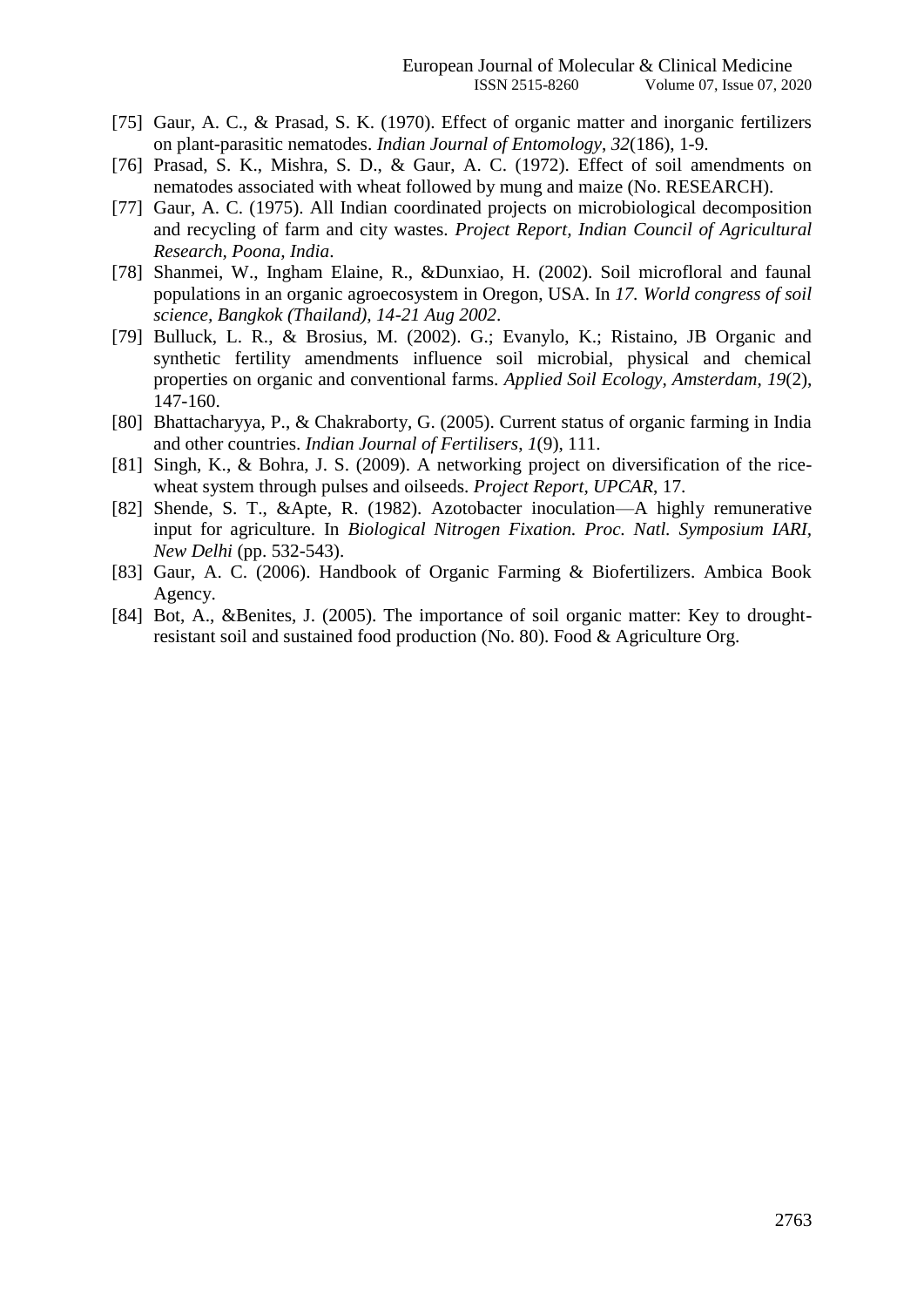[75] Gaur, A. C., & Prasad, S. K. (1970). Effect of organic matter and inorganic fertilizers on plant-parasitic nematodes. *Indian Journal of Entomology*, *32*(186), 1-9.

[76] Prasad, S. K., Mishra, S. D., & Gaur, A. C. (1972). Effect of soil amendments on nematodes associated with wheat followed by mung and maize (No. RESEARCH).

[77] Gaur, A. C. (1975). All Indian coordinated projects on microbiological decomposition and recycling of farm and city wastes. *Project Report, Indian Council of Agricultural Research, Poona, India*.

[78] Shanmei, W., Ingham Elaine, R., &Dunxiao, H. (2002). Soil microfloral and faunal populations in an organic agroecosystem in Oregon, USA. In *17. World congress of soil science, Bangkok (Thailand), 14-21 Aug 2002*.

[79] Bulluck, L. R., & Brosius, M. (2002). G.; Evanylo, K.; Ristaino, JB Organic and synthetic fertility amendments influence soil microbial, physical and chemical properties on organic and conventional farms. *Applied Soil Ecology, Amsterdam*, *19*(2), 147-160.

[80] Bhattacharyya, P., & Chakraborty, G. (2005). Current status of organic farming in India and other countries. *Indian Journal of Fertilisers*, *1*(9), 111.

[81] Singh, K., & Bohra, J. S. (2009). A networking project on diversification of the rice-wheat system through pulses and oilseeds. *Project Report, UPCAR*, 17.

[82] Shende, S. T., &Apte, R. (1982). Azotobacter inoculation—A highly remunerative input for agriculture. In *Biological Nitrogen Fixation. Proc. Natl. Symposium IARI, New Delhi* (pp. 532-543).

[83] Gaur, A. C. (2006). Handbook of Organic Farming & Biofertilizers. Ambica Book Agency.

[84] Bot, A., &Benites, J. (2005). The importance of soil organic matter: Key to drought-resistant soil and sustained food production (No. 80). Food & Agriculture Org.